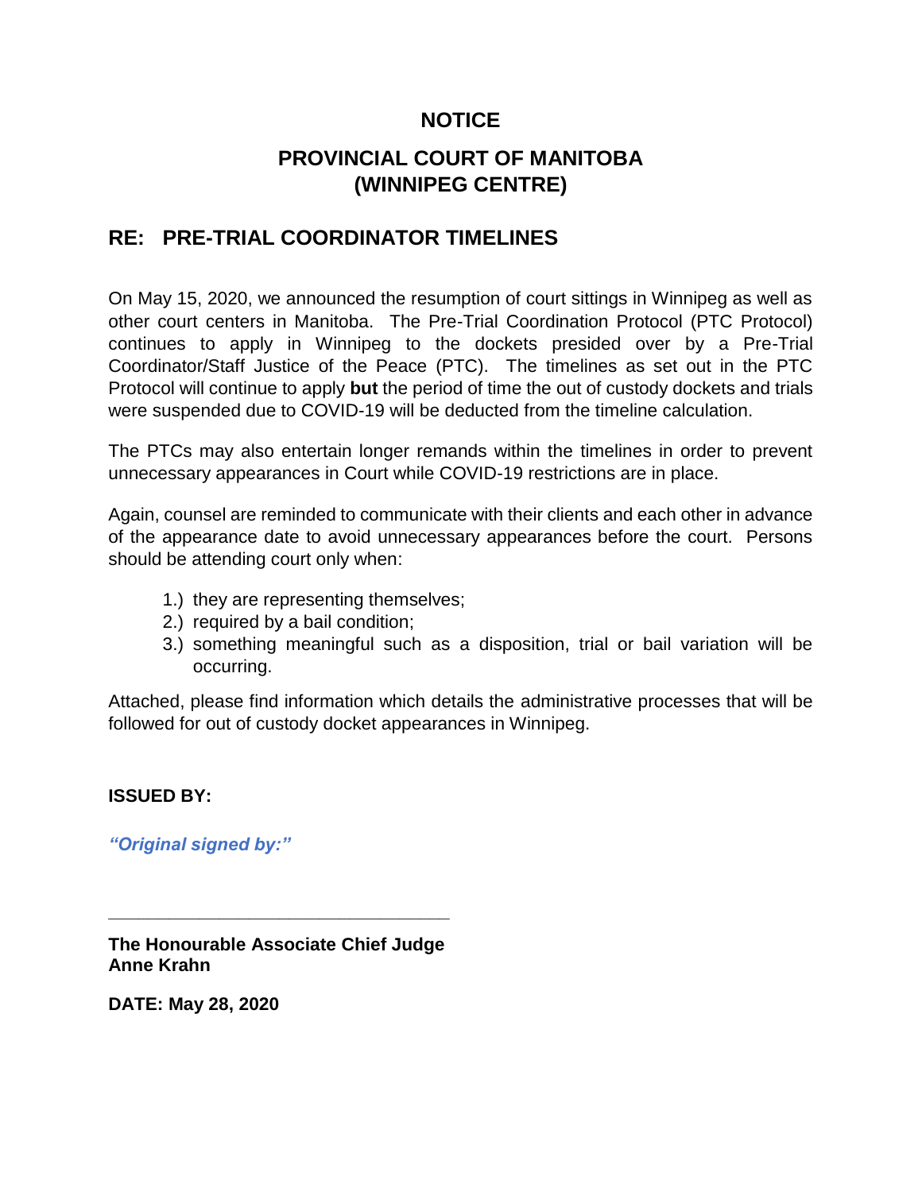# NOTICE

## PROVINCIAL COURT OF MANITOBA (WINNIPEG CENTRE)

## RE: PRE-TRIAL COORDINATOR TIMELINES

On May 15, 2020, we announced the resumption of court sittings in Winnipeg as well as other court centers in Manitoba. The Pre-Trial Coordination Protocol (PTC Protocol) continues to apply in Winnipeg to the dockets presided over by a Pre-Trial Coordinator/Staff Justice of the Peace (PTC). The timelines as set out in the PTC Protocol will continue to apply **but** the period of time the out of custody dockets and trials were suspended due to COVID-19 will be deducted from the timeline calculation.

The PTCs may also entertain longer remands within the timelines in order to prevent unnecessary appearances in Court while COVID-19 restrictions are in place.

Again, counsel are reminded to communicate with their clients and each other in advance of the appearance date to avoid unnecessary appearances before the court. Persons should be attending court only when:

1.) they are representing themselves;
2.) required by a bail condition;
3.) something meaningful such as a disposition, trial or bail variation will be occurring.

Attached, please find information which details the administrative processes that will be followed for out of custody docket appearances in Winnipeg.

**ISSUED BY:**

***"Original signed by:"***

___________________________________

**The Honourable Associate Chief Judge Anne Krahn**

**DATE: May 28, 2020**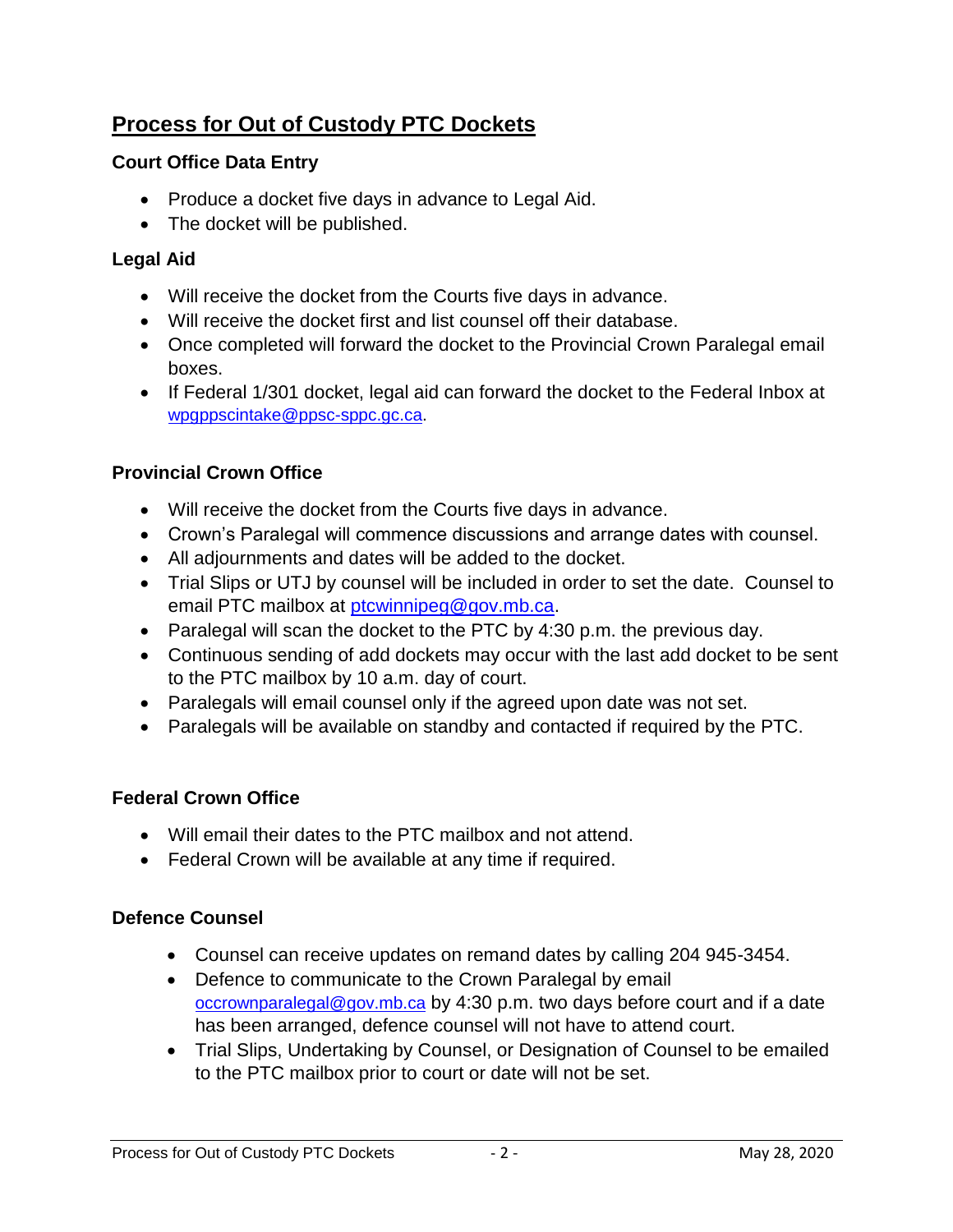## Process for Out of Custody PTC Dockets

### Court Office Data Entry

- Produce a docket five days in advance to Legal Aid.
- The docket will be published.

### Legal Aid

- Will receive the docket from the Courts five days in advance.
- Will receive the docket first and list counsel off their database.
- Once completed will forward the docket to the Provincial Crown Paralegal email boxes.
- If Federal 1/301 docket, legal aid can forward the docket to the Federal Inbox at wpgppscintake@ppsc-sppc.gc.ca.

### Provincial Crown Office

- Will receive the docket from the Courts five days in advance.
- Crown's Paralegal will commence discussions and arrange dates with counsel.
- All adjournments and dates will be added to the docket.
- Trial Slips or UTJ by counsel will be included in order to set the date. Counsel to email PTC mailbox at ptcwinnipeg@gov.mb.ca.
- Paralegal will scan the docket to the PTC by 4:30 p.m. the previous day.
- Continuous sending of add dockets may occur with the last add docket to be sent to the PTC mailbox by 10 a.m. day of court.
- Paralegals will email counsel only if the agreed upon date was not set.
- Paralegals will be available on standby and contacted if required by the PTC.

### Federal Crown Office

- Will email their dates to the PTC mailbox and not attend.
- Federal Crown will be available at any time if required.

### Defence Counsel

- Counsel can receive updates on remand dates by calling 204 945-3454.
- Defence to communicate to the Crown Paralegal by email occrownparalegal@gov.mb.ca by 4:30 p.m. two days before court and if a date has been arranged, defence counsel will not have to attend court.
- Trial Slips, Undertaking by Counsel, or Designation of Counsel to be emailed to the PTC mailbox prior to court or date will not be set.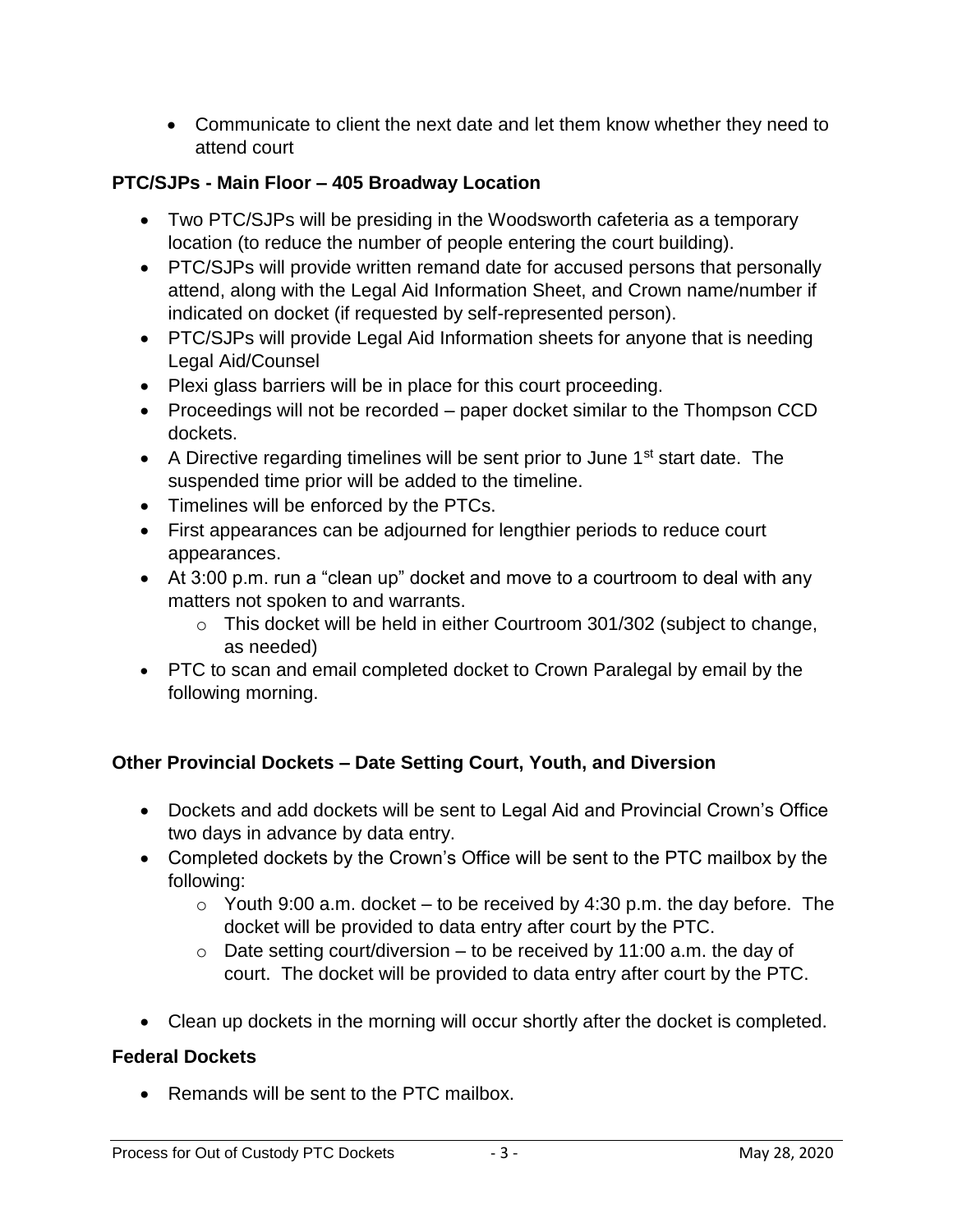- Communicate to client the next date and let them know whether they need to attend court

**PTC/SJPs - Main Floor – 405 Broadway Location**

- Two PTC/SJPs will be presiding in the Woodsworth cafeteria as a temporary location (to reduce the number of people entering the court building).
- PTC/SJPs will provide written remand date for accused persons that personally attend, along with the Legal Aid Information Sheet, and Crown name/number if indicated on docket (if requested by self-represented person).
- PTC/SJPs will provide Legal Aid Information sheets for anyone that is needing Legal Aid/Counsel
- Plexi glass barriers will be in place for this court proceeding.
- Proceedings will not be recorded – paper docket similar to the Thompson CCD dockets.
- A Directive regarding timelines will be sent prior to June 1st start date. The suspended time prior will be added to the timeline.
- Timelines will be enforced by the PTCs.
- First appearances can be adjourned for lengthier periods to reduce court appearances.
- At 3:00 p.m. run a "clean up" docket and move to a courtroom to deal with any matters not spoken to and warrants.
  - This docket will be held in either Courtroom 301/302 (subject to change, as needed)
- PTC to scan and email completed docket to Crown Paralegal by email by the following morning.

**Other Provincial Dockets – Date Setting Court, Youth, and Diversion**

- Dockets and add dockets will be sent to Legal Aid and Provincial Crown's Office two days in advance by data entry.
- Completed dockets by the Crown's Office will be sent to the PTC mailbox by the following:
  - Youth 9:00 a.m. docket – to be received by 4:30 p.m. the day before. The docket will be provided to data entry after court by the PTC.
  - Date setting court/diversion – to be received by 11:00 a.m. the day of court. The docket will be provided to data entry after court by the PTC.
- Clean up dockets in the morning will occur shortly after the docket is completed.

**Federal Dockets**

- Remands will be sent to the PTC mailbox.